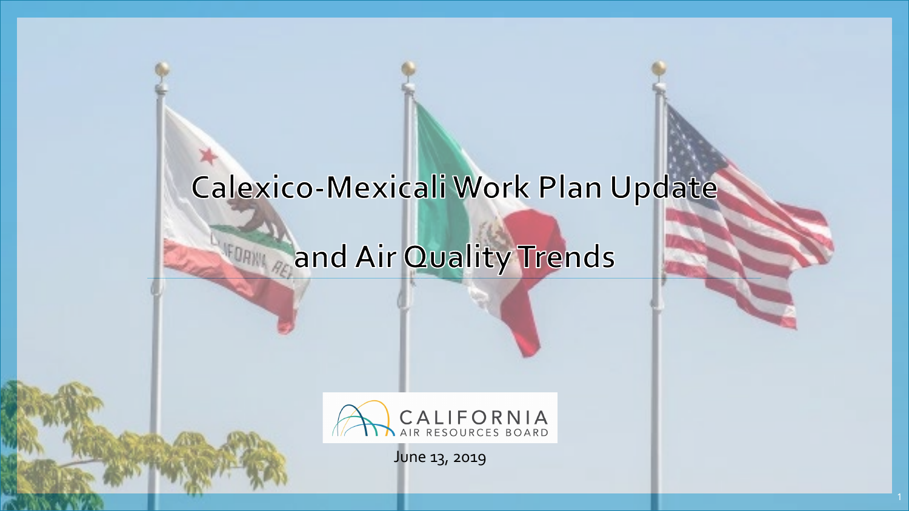# Calexico-Mexicali Work Plan Update and Air Quality Trends

CALIFORNIA AIR RESOURCES BOARD

June 13, 2019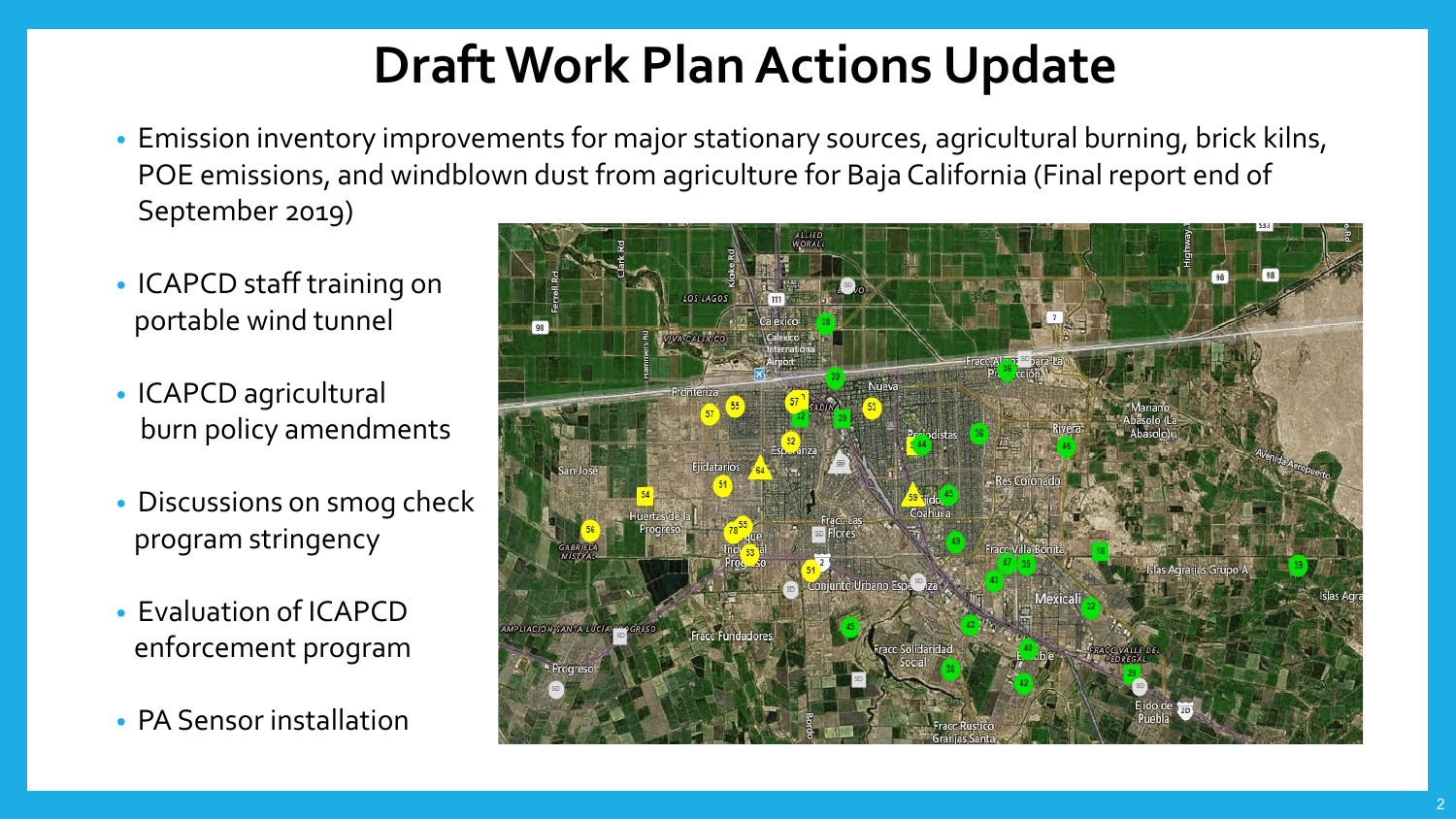# Draft Work Plan Actions Update

- Emission inventory improvements for major stationary sources, agricultural burning, brick kilns, POE emissions, and windblown dust from agriculture for Baja California (Final report end of September 2019)
- ICAPCD staff training on portable wind tunnel
- ICAPCD agricultural burn policy amendments
- Discussions on smog check program stringency
- Evaluation of ICAPCD enforcement program
- PA Sensor installation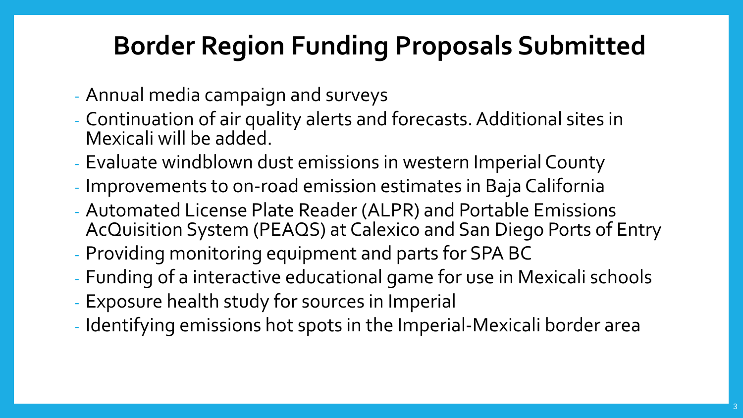# Border Region Funding Proposals Submitted

- Annual media campaign and surveys
- Continuation of air quality alerts and forecasts. Additional sites in Mexicali will be added.
- Evaluate windblown dust emissions in western Imperial County
- Improvements to on-road emission estimates in Baja California
- Automated License Plate Reader (ALPR) and Portable Emissions AcQuisition System (PEAQS) at Calexico and San Diego Ports of Entry
- Providing monitoring equipment and parts for SPA BC
- Funding of a interactive educational game for use in Mexicali schools
- Exposure health study for sources in Imperial
- Identifying emissions hot spots in the Imperial-Mexicali border area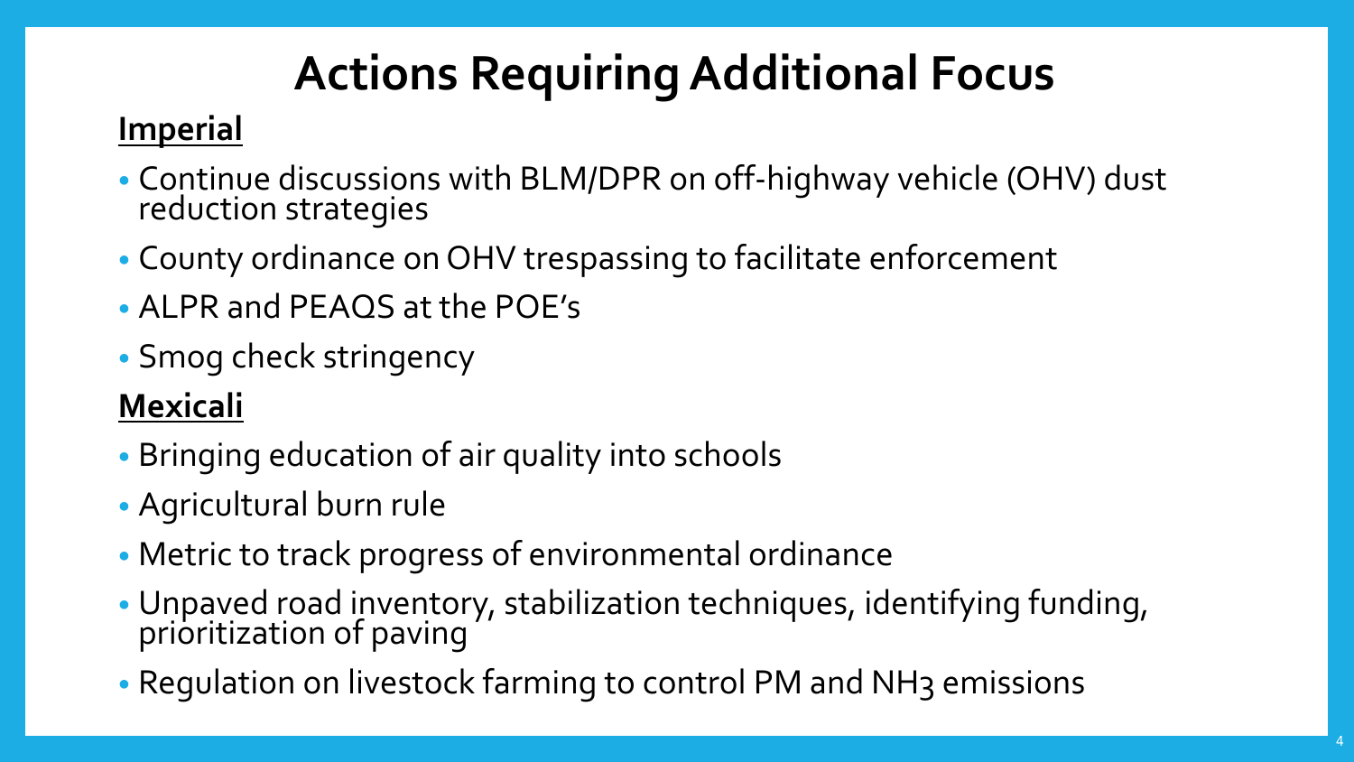# Actions Requiring Additional Focus

**Imperial**

- Continue discussions with BLM/DPR on off-highway vehicle (OHV) dust reduction strategies
- County ordinance on OHV trespassing to facilitate enforcement
- ALPR and PEAQS at the POE's
- Smog check stringency

**Mexicali**

- Bringing education of air quality into schools
- Agricultural burn rule
- Metric to track progress of environmental ordinance
- Unpaved road inventory, stabilization techniques, identifying funding, prioritization of paving
- Regulation on livestock farming to control PM and $NH_3$ emissions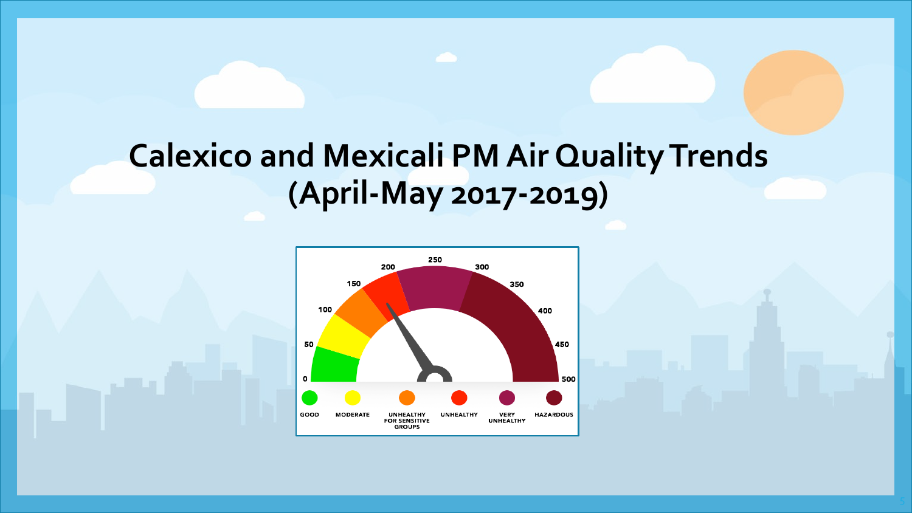# Calexico and Mexicali PM Air Quality Trends (April-May 2017-2019)

0 50 100 150 200 250 300 350 400 450 500

GOOD MODERATE UNHEALTHY FOR SENSITIVE GROUPS UNHEALTHY VERY UNHEALTHY HAZARDOUS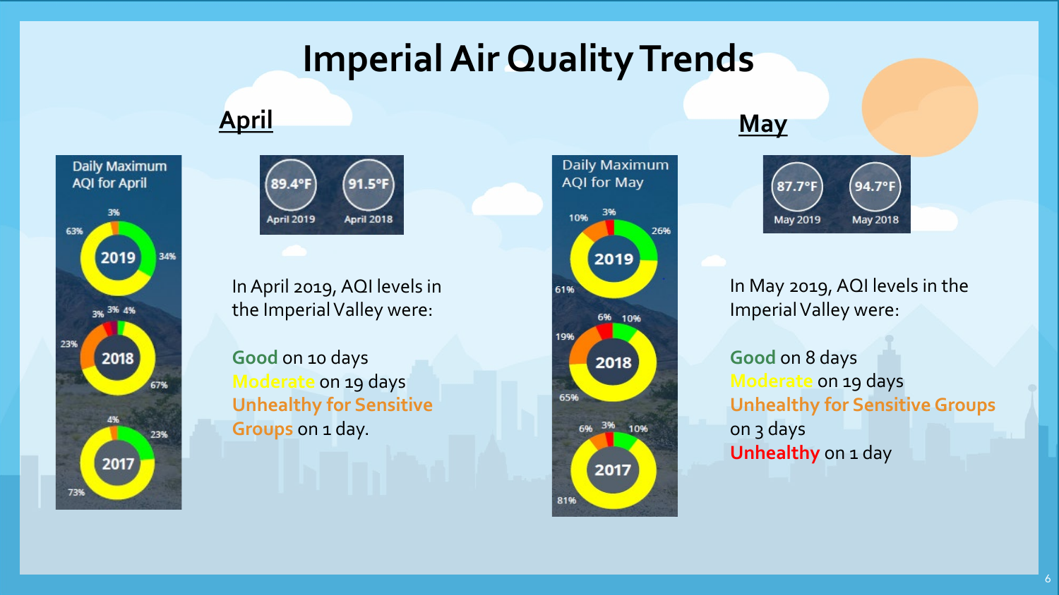# Imperial Air Quality Trends

## April

Daily Maximum AQI for April

- 2019: 3%, 63%, 34%
- 2018: 3%, 3%, 4%, 23%, 67%
- 2017: 4%, 23%, 73%

| 89.4°F | 91.5°F |
| --- | --- |
| April 2019 | April 2018 |

In April 2019, AQI levels in the Imperial Valley were:

**Good** on 10 days
**Moderate** on 19 days
**Unhealthy for Sensitive Groups** on 1 day.

## May

Daily Maximum AQI for May

- 2019: 10%, 3%, 26%, 61%
- 2018: 6%, 10%, 19%, 65%
- 2017: 6%, 3%, 10%, 81%

| 87.7°F | 94.7°F |
| --- | --- |
| May 2019 | May 2018 |

In May 2019, AQI levels in the Imperial Valley were:

**Good** on 8 days
**Moderate** on 19 days
**Unhealthy for Sensitive Groups** on 3 days
**Unhealthy** on 1 day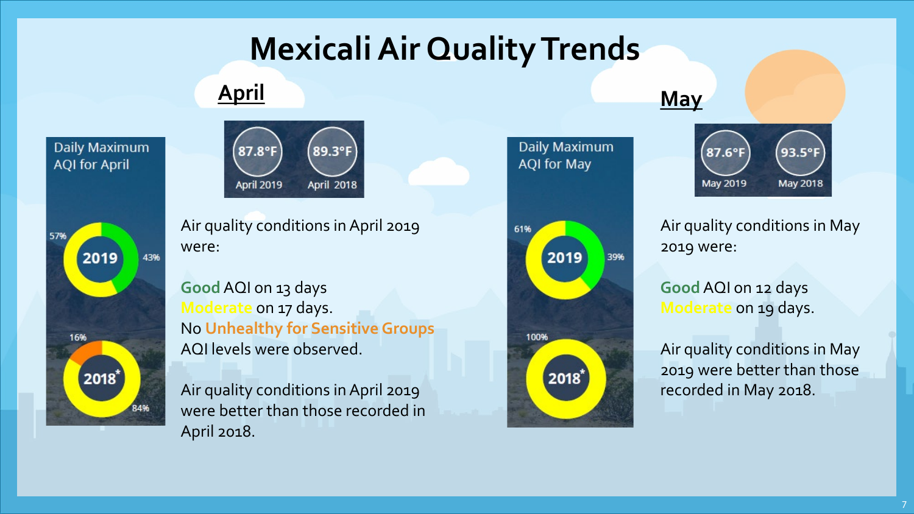# Mexicali Air Quality Trends

## April

Daily Maximum AQI for April

57%
2019
43%

16%
2018*
84%

87.8°F
April 2019

89.3°F
April 2018

Air quality conditions in April 2019 were:

Good AQI on 13 days
Moderate on 17 days.
No Unhealthy for Sensitive Groups AQI levels were observed.

Air quality conditions in April 2019 were better than those recorded in April 2018.

## May

Daily Maximum AQI for May

61%
2019
39%

100%
2018*

87.6°F
May 2019

93.5°F
May 2018

Air quality conditions in May 2019 were:

Good AQI on 12 days
Moderate on 19 days.

Air quality conditions in May 2019 were better than those recorded in May 2018.